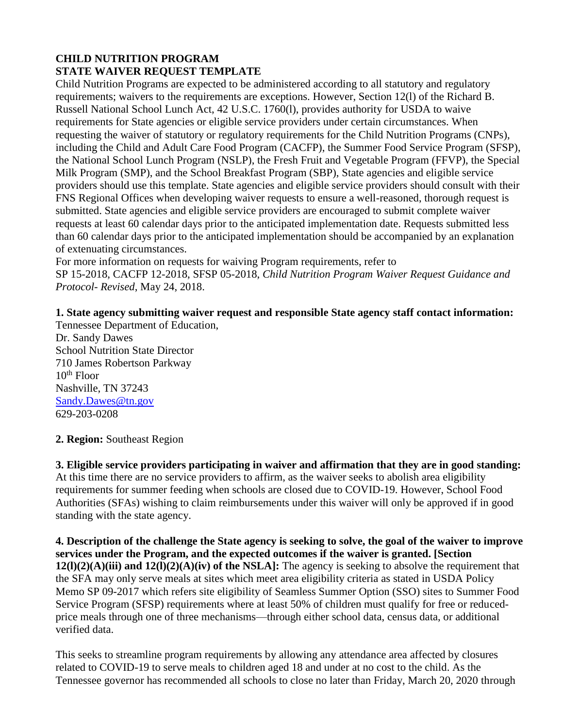**CHILD NUTRITION PROGRAM**
**STATE WAIVER REQUEST TEMPLATE**

Child Nutrition Programs are expected to be administered according to all statutory and regulatory requirements; waivers to the requirements are exceptions. However, Section 12(l) of the Richard B. Russell National School Lunch Act, 42 U.S.C. 1760(l), provides authority for USDA to waive requirements for State agencies or eligible service providers under certain circumstances. When requesting the waiver of statutory or regulatory requirements for the Child Nutrition Programs (CNPs), including the Child and Adult Care Food Program (CACFP), the Summer Food Service Program (SFSP), the National School Lunch Program (NSLP), the Fresh Fruit and Vegetable Program (FFVP), the Special Milk Program (SMP), and the School Breakfast Program (SBP), State agencies and eligible service providers should use this template. State agencies and eligible service providers should consult with their FNS Regional Offices when developing waiver requests to ensure a well-reasoned, thorough request is submitted. State agencies and eligible service providers are encouraged to submit complete waiver requests at least 60 calendar days prior to the anticipated implementation date. Requests submitted less than 60 calendar days prior to the anticipated implementation should be accompanied by an explanation of extenuating circumstances.

For more information on requests for waiving Program requirements, refer to SP 15-2018, CACFP 12-2018, SFSP 05-2018, *Child Nutrition Program Waiver Request Guidance and Protocol- Revised*, May 24, 2018.

**1. State agency submitting waiver request and responsible State agency staff contact information:**

Tennessee Department of Education,
Dr. Sandy Dawes
School Nutrition State Director
710 James Robertson Parkway
10th Floor
Nashville, TN 37243
Sandy.Dawes@tn.gov
629-203-0208

**2. Region:** Southeast Region

**3. Eligible service providers participating in waiver and affirmation that they are in good standing:** At this time there are no service providers to affirm, as the waiver seeks to abolish area eligibility requirements for summer feeding when schools are closed due to COVID-19. However, School Food Authorities (SFAs) wishing to claim reimbursements under this waiver will only be approved if in good standing with the state agency.

**4. Description of the challenge the State agency is seeking to solve, the goal of the waiver to improve services under the Program, and the expected outcomes if the waiver is granted. [Section 12(l)(2)(A)(iii) and 12(l)(2)(A)(iv) of the NSLA]:** The agency is seeking to absolve the requirement that the SFA may only serve meals at sites which meet area eligibility criteria as stated in USDA Policy Memo SP 09-2017 which refers site eligibility of Seamless Summer Option (SSO) sites to Summer Food Service Program (SFSP) requirements where at least 50% of children must qualify for free or reduced-price meals through one of three mechanisms—through either school data, census data, or additional verified data.

This seeks to streamline program requirements by allowing any attendance area affected by closures related to COVID-19 to serve meals to children aged 18 and under at no cost to the child. As the Tennessee governor has recommended all schools to close no later than Friday, March 20, 2020 through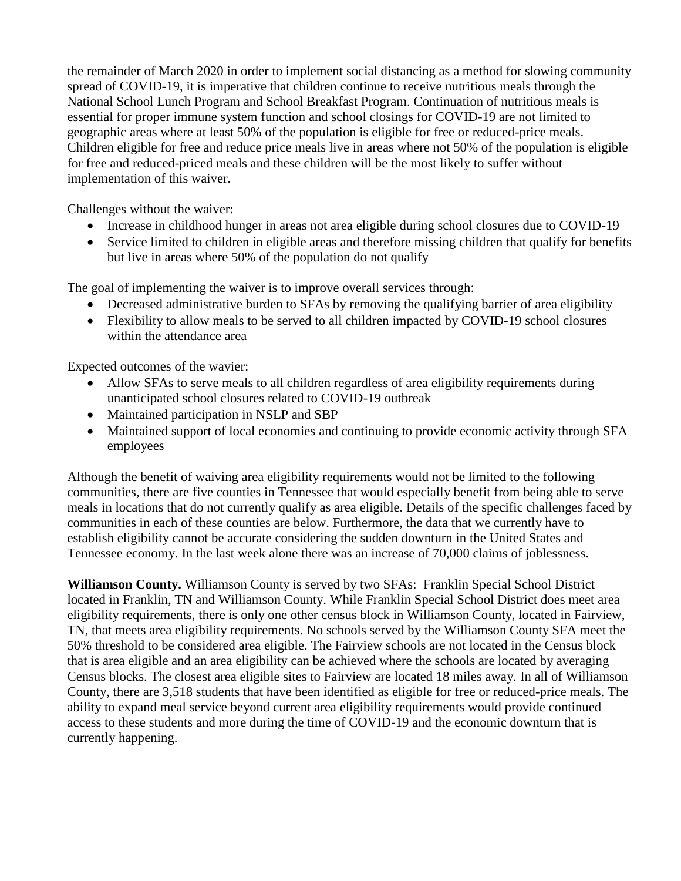the remainder of March 2020 in order to implement social distancing as a method for slowing community spread of COVID-19, it is imperative that children continue to receive nutritious meals through the National School Lunch Program and School Breakfast Program. Continuation of nutritious meals is essential for proper immune system function and school closings for COVID-19 are not limited to geographic areas where at least 50% of the population is eligible for free or reduced-price meals. Children eligible for free and reduce price meals live in areas where not 50% of the population is eligible for free and reduced-priced meals and these children will be the most likely to suffer without implementation of this waiver.

Challenges without the waiver:

- Increase in childhood hunger in areas not area eligible during school closures due to COVID-19
- Service limited to children in eligible areas and therefore missing children that qualify for benefits but live in areas where 50% of the population do not qualify

The goal of implementing the waiver is to improve overall services through:

- Decreased administrative burden to SFAs by removing the qualifying barrier of area eligibility
- Flexibility to allow meals to be served to all children impacted by COVID-19 school closures within the attendance area

Expected outcomes of the wavier:

- Allow SFAs to serve meals to all children regardless of area eligibility requirements during unanticipated school closures related to COVID-19 outbreak
- Maintained participation in NSLP and SBP
- Maintained support of local economies and continuing to provide economic activity through SFA employees

Although the benefit of waiving area eligibility requirements would not be limited to the following communities, there are five counties in Tennessee that would especially benefit from being able to serve meals in locations that do not currently qualify as area eligible. Details of the specific challenges faced by communities in each of these counties are below. Furthermore, the data that we currently have to establish eligibility cannot be accurate considering the sudden downturn in the United States and Tennessee economy. In the last week alone there was an increase of 70,000 claims of joblessness.

**Williamson County.** Williamson County is served by two SFAs: Franklin Special School District located in Franklin, TN and Williamson County. While Franklin Special School District does meet area eligibility requirements, there is only one other census block in Williamson County, located in Fairview, TN, that meets area eligibility requirements. No schools served by the Williamson County SFA meet the 50% threshold to be considered area eligible. The Fairview schools are not located in the Census block that is area eligible and an area eligibility can be achieved where the schools are located by averaging Census blocks. The closest area eligible sites to Fairview are located 18 miles away. In all of Williamson County, there are 3,518 students that have been identified as eligible for free or reduced-price meals. The ability to expand meal service beyond current area eligibility requirements would provide continued access to these students and more during the time of COVID-19 and the economic downturn that is currently happening.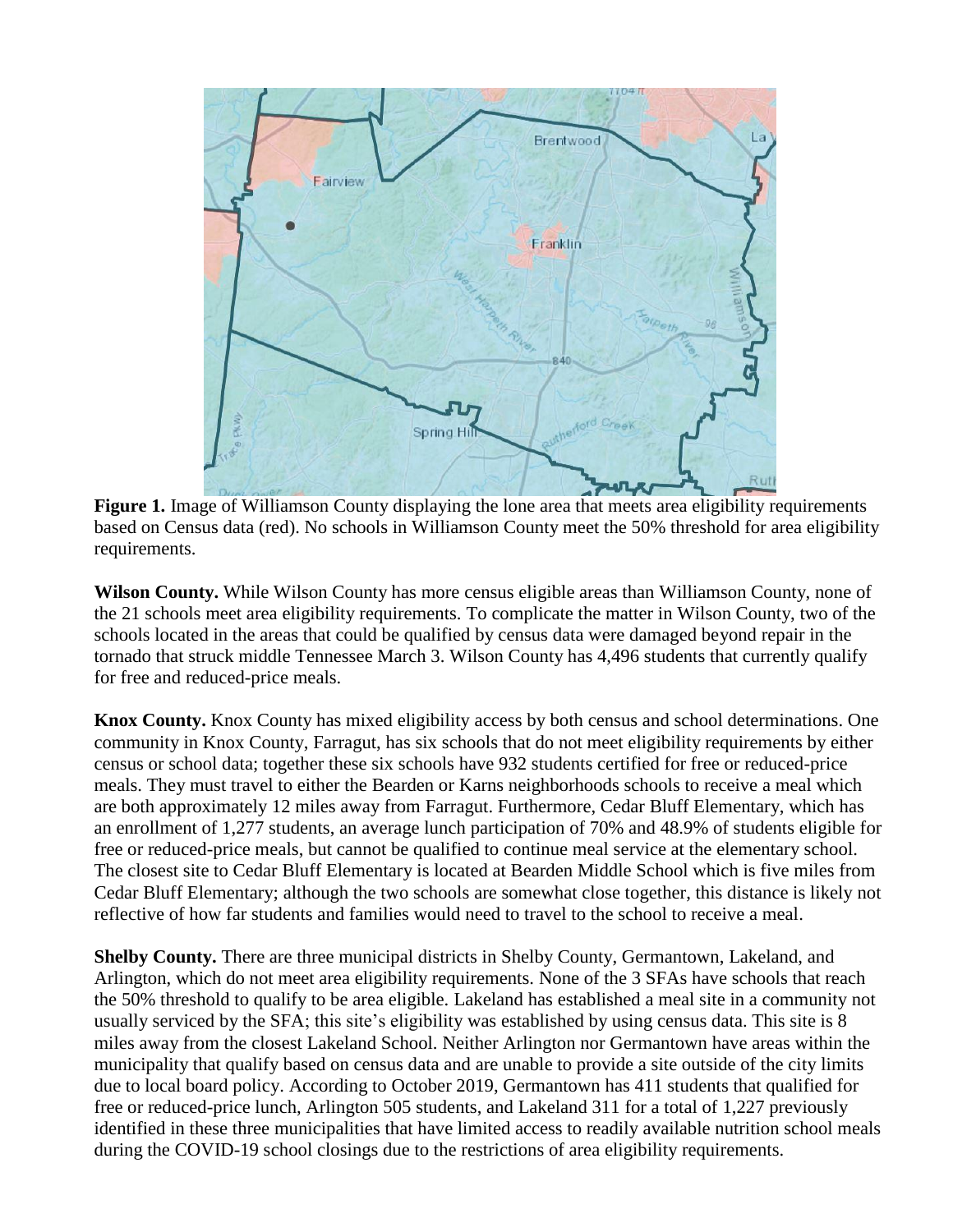**Figure 1.** Image of Williamson County displaying the lone area that meets area eligibility requirements based on Census data (red). No schools in Williamson County meet the 50% threshold for area eligibility requirements.

**Wilson County.** While Wilson County has more census eligible areas than Williamson County, none of the 21 schools meet area eligibility requirements. To complicate the matter in Wilson County, two of the schools located in the areas that could be qualified by census data were damaged beyond repair in the tornado that struck middle Tennessee March 3. Wilson County has 4,496 students that currently qualify for free and reduced-price meals.

**Knox County.** Knox County has mixed eligibility access by both census and school determinations. One community in Knox County, Farragut, has six schools that do not meet eligibility requirements by either census or school data; together these six schools have 932 students certified for free or reduced-price meals. They must travel to either the Bearden or Karns neighborhoods schools to receive a meal which are both approximately 12 miles away from Farragut. Furthermore, Cedar Bluff Elementary, which has an enrollment of 1,277 students, an average lunch participation of 70% and 48.9% of students eligible for free or reduced-price meals, but cannot be qualified to continue meal service at the elementary school. The closest site to Cedar Bluff Elementary is located at Bearden Middle School which is five miles from Cedar Bluff Elementary; although the two schools are somewhat close together, this distance is likely not reflective of how far students and families would need to travel to the school to receive a meal.

**Shelby County.** There are three municipal districts in Shelby County, Germantown, Lakeland, and Arlington, which do not meet area eligibility requirements. None of the 3 SFAs have schools that reach the 50% threshold to qualify to be area eligible. Lakeland has established a meal site in a community not usually serviced by the SFA; this site's eligibility was established by using census data. This site is 8 miles away from the closest Lakeland School. Neither Arlington nor Germantown have areas within the municipality that qualify based on census data and are unable to provide a site outside of the city limits due to local board policy. According to October 2019, Germantown has 411 students that qualified for free or reduced-price lunch, Arlington 505 students, and Lakeland 311 for a total of 1,227 previously identified in these three municipalities that have limited access to readily available nutrition school meals during the COVID-19 school closings due to the restrictions of area eligibility requirements.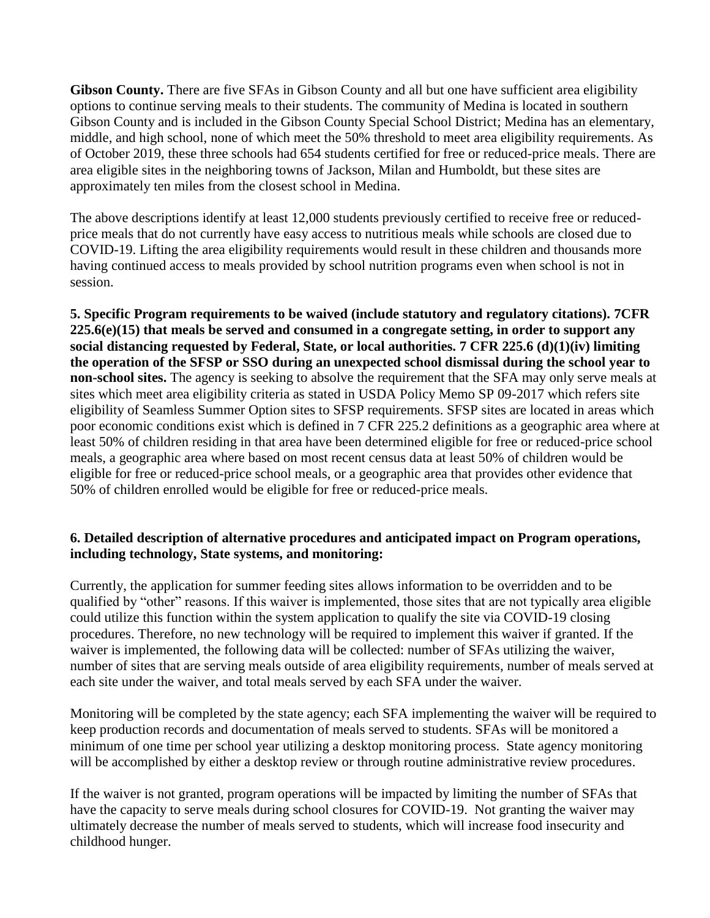**Gibson County.** There are five SFAs in Gibson County and all but one have sufficient area eligibility options to continue serving meals to their students. The community of Medina is located in southern Gibson County and is included in the Gibson County Special School District; Medina has an elementary, middle, and high school, none of which meet the 50% threshold to meet area eligibility requirements. As of October 2019, these three schools had 654 students certified for free or reduced-price meals. There are area eligible sites in the neighboring towns of Jackson, Milan and Humboldt, but these sites are approximately ten miles from the closest school in Medina.

The above descriptions identify at least 12,000 students previously certified to receive free or reduced-price meals that do not currently have easy access to nutritious meals while schools are closed due to COVID-19. Lifting the area eligibility requirements would result in these children and thousands more having continued access to meals provided by school nutrition programs even when school is not in session.

**5. Specific Program requirements to be waived (include statutory and regulatory citations). 7CFR 225.6(e)(15) that meals be served and consumed in a congregate setting, in order to support any social distancing requested by Federal, State, or local authorities. 7 CFR 225.6 (d)(1)(iv) limiting the operation of the SFSP or SSO during an unexpected school dismissal during the school year to non-school sites.** The agency is seeking to absolve the requirement that the SFA may only serve meals at sites which meet area eligibility criteria as stated in USDA Policy Memo SP 09-2017 which refers site eligibility of Seamless Summer Option sites to SFSP requirements. SFSP sites are located in areas which poor economic conditions exist which is defined in 7 CFR 225.2 definitions as a geographic area where at least 50% of children residing in that area have been determined eligible for free or reduced-price school meals, a geographic area where based on most recent census data at least 50% of children would be eligible for free or reduced-price school meals, or a geographic area that provides other evidence that 50% of children enrolled would be eligible for free or reduced-price meals.

**6. Detailed description of alternative procedures and anticipated impact on Program operations, including technology, State systems, and monitoring:**

Currently, the application for summer feeding sites allows information to be overridden and to be qualified by "other" reasons. If this waiver is implemented, those sites that are not typically area eligible could utilize this function within the system application to qualify the site via COVID-19 closing procedures. Therefore, no new technology will be required to implement this waiver if granted. If the waiver is implemented, the following data will be collected: number of SFAs utilizing the waiver, number of sites that are serving meals outside of area eligibility requirements, number of meals served at each site under the waiver, and total meals served by each SFA under the waiver.

Monitoring will be completed by the state agency; each SFA implementing the waiver will be required to keep production records and documentation of meals served to students. SFAs will be monitored a minimum of one time per school year utilizing a desktop monitoring process. State agency monitoring will be accomplished by either a desktop review or through routine administrative review procedures.

If the waiver is not granted, program operations will be impacted by limiting the number of SFAs that have the capacity to serve meals during school closures for COVID-19. Not granting the waiver may ultimately decrease the number of meals served to students, which will increase food insecurity and childhood hunger.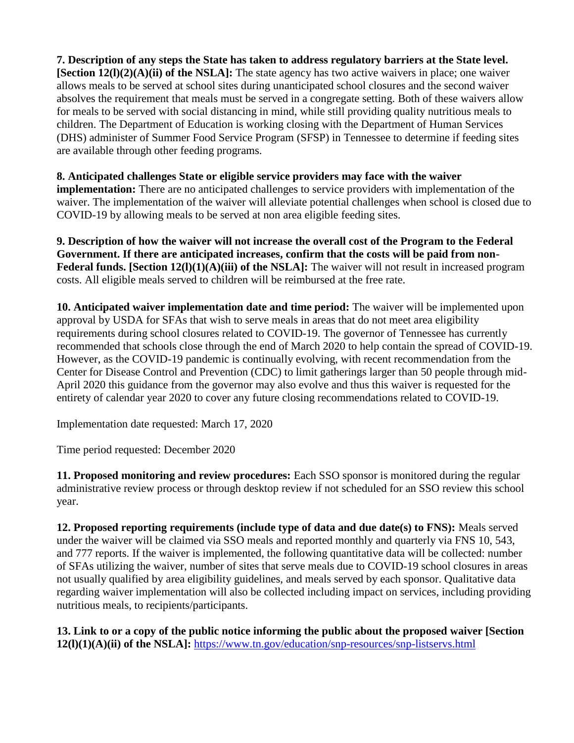**7. Description of any steps the State has taken to address regulatory barriers at the State level. [Section 12(l)(2)(A)(ii) of the NSLA]:** The state agency has two active waivers in place; one waiver allows meals to be served at school sites during unanticipated school closures and the second waiver absolves the requirement that meals must be served in a congregate setting. Both of these waivers allow for meals to be served with social distancing in mind, while still providing quality nutritious meals to children. The Department of Education is working closing with the Department of Human Services (DHS) administer of Summer Food Service Program (SFSP) in Tennessee to determine if feeding sites are available through other feeding programs.

**8. Anticipated challenges State or eligible service providers may face with the waiver implementation:** There are no anticipated challenges to service providers with implementation of the waiver. The implementation of the waiver will alleviate potential challenges when school is closed due to COVID-19 by allowing meals to be served at non area eligible feeding sites.

**9. Description of how the waiver will not increase the overall cost of the Program to the Federal Government. If there are anticipated increases, confirm that the costs will be paid from non-Federal funds. [Section 12(l)(1)(A)(iii) of the NSLA]:** The waiver will not result in increased program costs. All eligible meals served to children will be reimbursed at the free rate.

**10. Anticipated waiver implementation date and time period:** The waiver will be implemented upon approval by USDA for SFAs that wish to serve meals in areas that do not meet area eligibility requirements during school closures related to COVID-19. The governor of Tennessee has currently recommended that schools close through the end of March 2020 to help contain the spread of COVID-19. However, as the COVID-19 pandemic is continually evolving, with recent recommendation from the Center for Disease Control and Prevention (CDC) to limit gatherings larger than 50 people through mid-April 2020 this guidance from the governor may also evolve and thus this waiver is requested for the entirety of calendar year 2020 to cover any future closing recommendations related to COVID-19.

Implementation date requested: March 17, 2020

Time period requested: December 2020

**11. Proposed monitoring and review procedures:** Each SSO sponsor is monitored during the regular administrative review process or through desktop review if not scheduled for an SSO review this school year.

**12. Proposed reporting requirements (include type of data and due date(s) to FNS):** Meals served under the waiver will be claimed via SSO meals and reported monthly and quarterly via FNS 10, 543, and 777 reports. If the waiver is implemented, the following quantitative data will be collected: number of SFAs utilizing the waiver, number of sites that serve meals due to COVID-19 school closures in areas not usually qualified by area eligibility guidelines, and meals served by each sponsor. Qualitative data regarding waiver implementation will also be collected including impact on services, including providing nutritious meals, to recipients/participants.

**13. Link to or a copy of the public notice informing the public about the proposed waiver [Section 12(l)(1)(A)(ii) of the NSLA]:** https://www.tn.gov/education/snp-resources/snp-listservs.html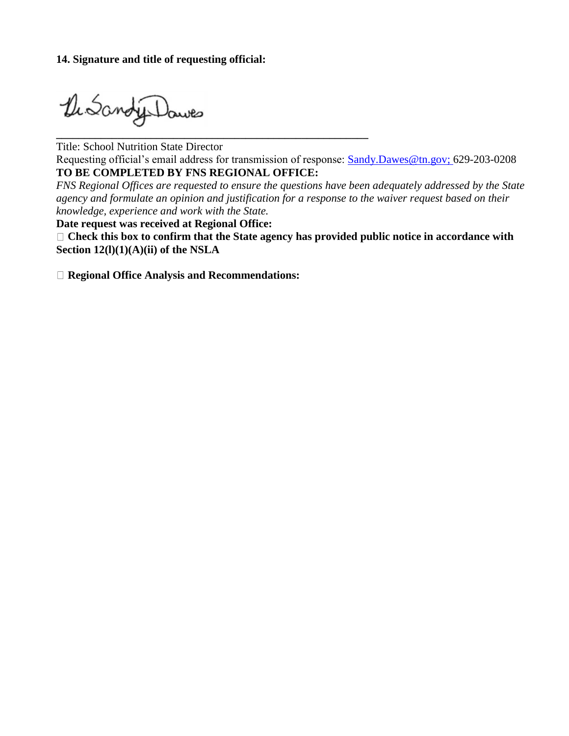**14. Signature and title of requesting official:**

\_\_\_\_\_\_\_\_\_\_\_\_\_\_\_\_\_\_\_\_\_\_\_\_\_\_\_\_\_\_\_\_\_\_\_\_\_\_\_\_\_\_\_\_\_\_\_\_\_\_\_\_\_\_

Title: School Nutrition State Director

Requesting official's email address for transmission of response: Sandy.Dawes@tn.gov; 629-203-0208

**TO BE COMPLETED BY FNS REGIONAL OFFICE:**

*FNS Regional Offices are requested to ensure the questions have been adequately addressed by the State agency and formulate an opinion and justification for a response to the waiver request based on their knowledge, experience and work with the State.*

**Date request was received at Regional Office:**

☐ **Check this box to confirm that the State agency has provided public notice in accordance with Section 12(l)(1)(A)(ii) of the NSLA**

☐ **Regional Office Analysis and Recommendations:**